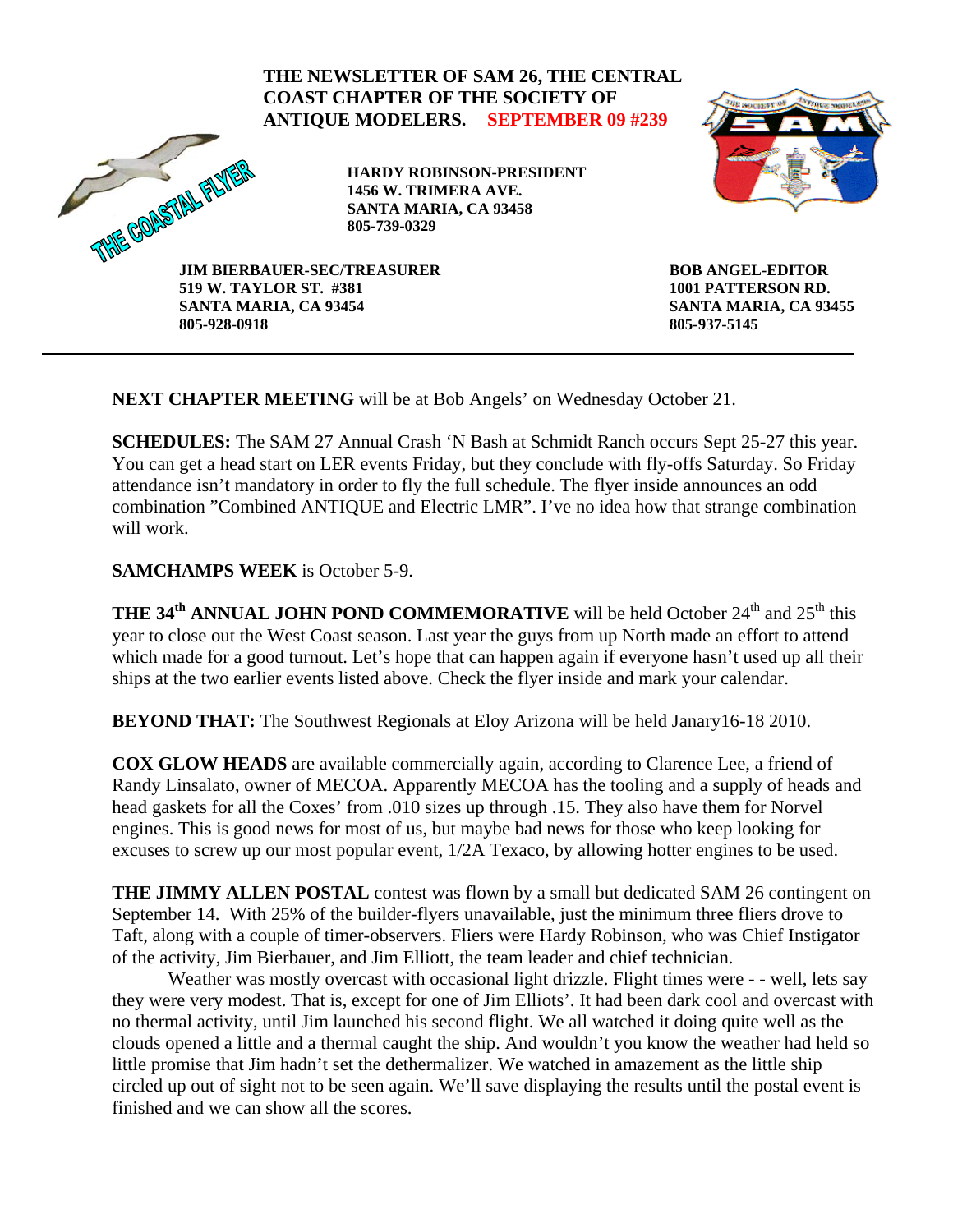**THE NEWSLETTER OF SAM 26, THE CENTRAL COAST CHAPTER OF THE SOCIETY OF ANTIQUE MODELERS. SEPTEMBER 09 #239**

THE COASTAL FLYER

**HARDY ROBINSON-PRESIDENT**
**1456 W. TRIMERA AVE.**
**SANTA MARIA, CA 93458**
**805-739-0329**

**JIM BIERBAUER-SEC/TREASURER**
**519 W. TAYLOR ST. #381**
**SANTA MARIA, CA 93454**
**805-928-0918**

**BOB ANGEL-EDITOR**
**1001 PATTERSON RD.**
**SANTA MARIA, CA 93455**
**805-937-5145**

---

**NEXT CHAPTER MEETING** will be at Bob Angels' on Wednesday October 21.

**SCHEDULES:** The SAM 27 Annual Crash 'N Bash at Schmidt Ranch occurs Sept 25-27 this year. You can get a head start on LER events Friday, but they conclude with fly-offs Saturday. So Friday attendance isn't mandatory in order to fly the full schedule. The flyer inside announces an odd combination "Combined ANTIQUE and Electric LMR". I've no idea how that strange combination will work.

**SAMCHAMPS WEEK** is October 5-9.

**THE 34th ANNUAL JOHN POND COMMEMORATIVE** will be held October 24th and 25th this year to close out the West Coast season. Last year the guys from up North made an effort to attend which made for a good turnout. Let's hope that can happen again if everyone hasn't used up all their ships at the two earlier events listed above. Check the flyer inside and mark your calendar.

**BEYOND THAT:** The Southwest Regionals at Eloy Arizona will be held Janary16-18 2010.

**COX GLOW HEADS** are available commercially again, according to Clarence Lee, a friend of Randy Linsalato, owner of MECOA. Apparently MECOA has the tooling and a supply of heads and head gaskets for all the Coxes' from .010 sizes up through .15. They also have them for Norvel engines. This is good news for most of us, but maybe bad news for those who keep looking for excuses to screw up our most popular event, 1/2A Texaco, by allowing hotter engines to be used.

**THE JIMMY ALLEN POSTAL** contest was flown by a small but dedicated SAM 26 contingent on September 14. With 25% of the builder-flyers unavailable, just the minimum three fliers drove to Taft, along with a couple of timer-observers. Fliers were Hardy Robinson, who was Chief Instigator of the activity, Jim Bierbauer, and Jim Elliott, the team leader and chief technician.

Weather was mostly overcast with occasional light drizzle. Flight times were - - well, lets say they were very modest. That is, except for one of Jim Elliots'. It had been dark cool and overcast with no thermal activity, until Jim launched his second flight. We all watched it doing quite well as the clouds opened a little and a thermal caught the ship. And wouldn't you know the weather had held so little promise that Jim hadn't set the dethermalizer. We watched in amazement as the little ship circled up out of sight not to be seen again. We'll save displaying the results until the postal event is finished and we can show all the scores.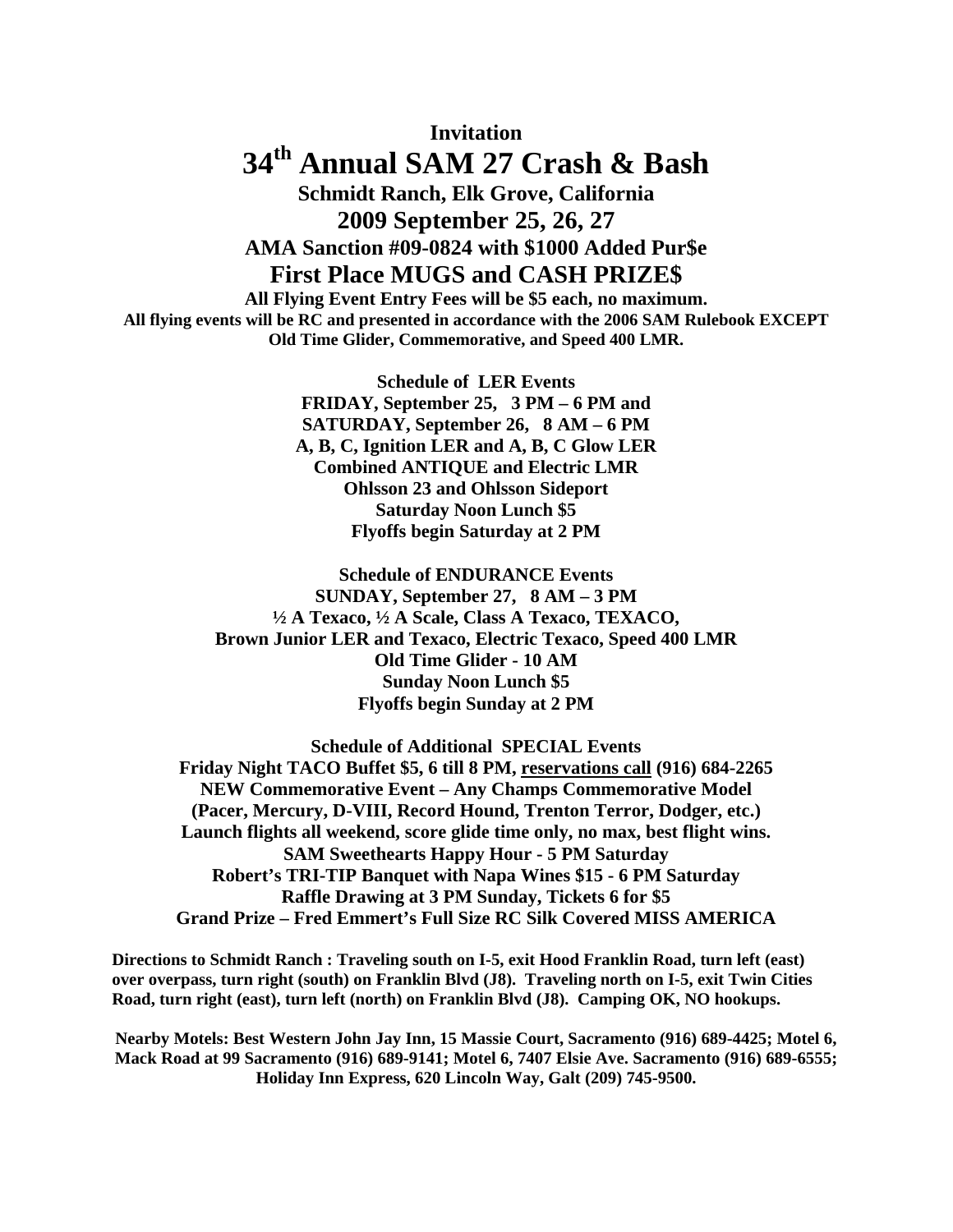**Invitation**

# 34th Annual SAM 27 Crash & Bash

**Schmidt Ranch, Elk Grove, California**

**2009 September 25, 26, 27**

**AMA Sanction #09-0824 with $1000 Added Pur$e**

**First Place MUGS and CASH PRIZE$**

**All Flying Event Entry Fees will be $5 each, no maximum.**

**All flying events will be RC and presented in accordance with the 2006 SAM Rulebook EXCEPT Old Time Glider, Commemorative, and Speed 400 LMR.**

**Schedule of LER Events**
**FRIDAY, September 25, 3 PM – 6 PM and**
**SATURDAY, September 26, 8 AM – 6 PM**
**A, B, C, Ignition LER and A, B, C Glow LER**
**Combined ANTIQUE and Electric LMR**
**Ohlsson 23 and Ohlsson Sideport**
**Saturday Noon Lunch $5**
**Flyoffs begin Saturday at 2 PM**

**Schedule of ENDURANCE Events**
**SUNDAY, September 27, 8 AM – 3 PM**
**½ A Texaco, ½ A Scale, Class A Texaco, TEXACO,**
**Brown Junior LER and Texaco, Electric Texaco, Speed 400 LMR**
**Old Time Glider - 10 AM**
**Sunday Noon Lunch $5**
**Flyoffs begin Sunday at 2 PM**

**Schedule of Additional SPECIAL Events**
**Friday Night TACO Buffet $5, 6 till 8 PM, reservations call (916) 684-2265**
**NEW Commemorative Event – Any Champs Commemorative Model**
**(Pacer, Mercury, D-VIII, Record Hound, Trenton Terror, Dodger, etc.)**
**Launch flights all weekend, score glide time only, no max, best flight wins.**
**SAM Sweethearts Happy Hour - 5 PM Saturday**
**Robert's TRI-TIP Banquet with Napa Wines $15 - 6 PM Saturday**
**Raffle Drawing at 3 PM Sunday, Tickets 6 for $5**
**Grand Prize – Fred Emmert's Full Size RC Silk Covered MISS AMERICA**

**Directions to Schmidt Ranch : Traveling south on I-5, exit Hood Franklin Road, turn left (east) over overpass, turn right (south) on Franklin Blvd (J8). Traveling north on I-5, exit Twin Cities Road, turn right (east), turn left (north) on Franklin Blvd (J8). Camping OK, NO hookups.**

**Nearby Motels: Best Western John Jay Inn, 15 Massie Court, Sacramento (916) 689-4425; Motel 6, Mack Road at 99 Sacramento (916) 689-9141; Motel 6, 7407 Elsie Ave. Sacramento (916) 689-6555; Holiday Inn Express, 620 Lincoln Way, Galt (209) 745-9500.**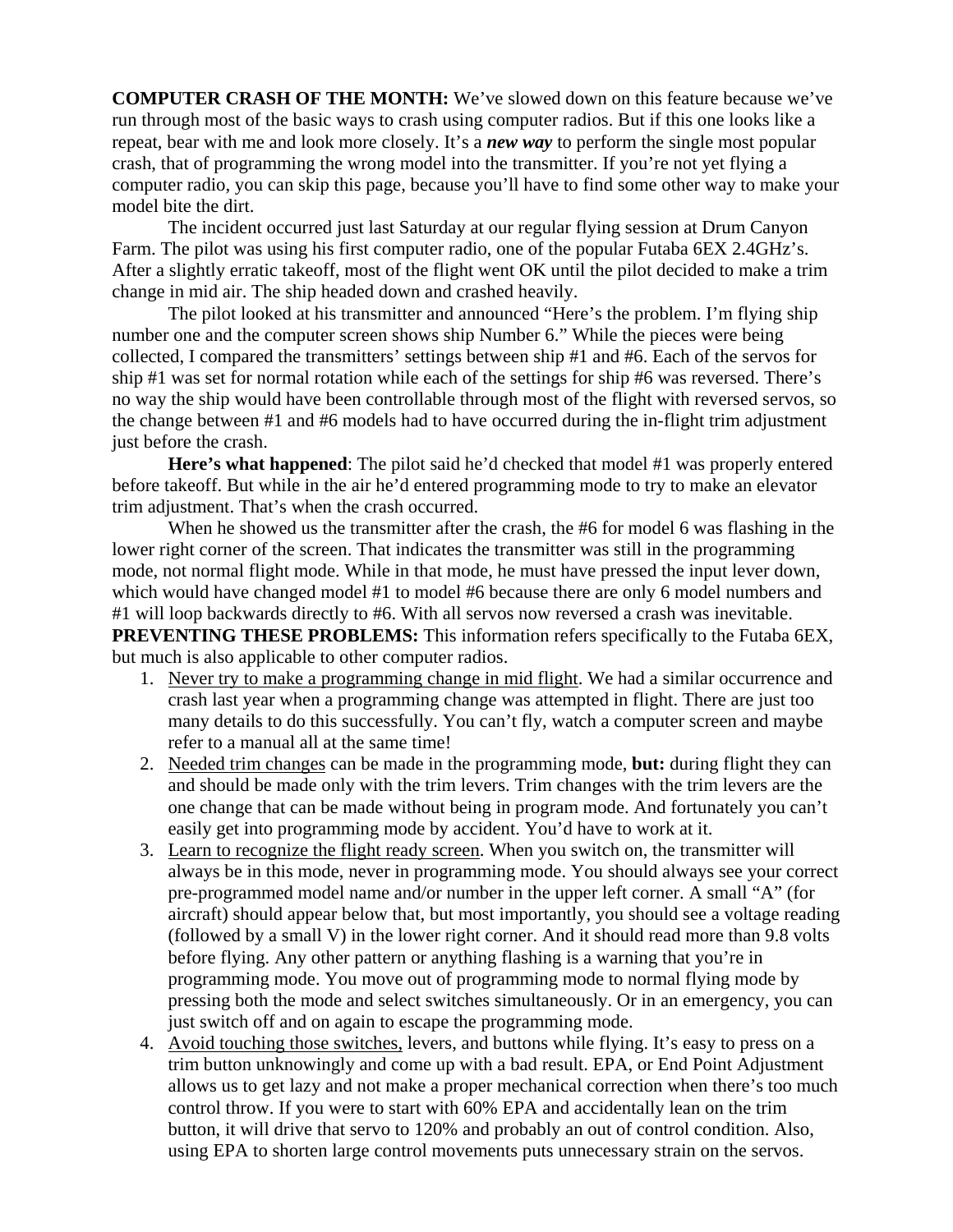**COMPUTER CRASH OF THE MONTH:** We've slowed down on this feature because we've run through most of the basic ways to crash using computer radios. But if this one looks like a repeat, bear with me and look more closely. It's a ***new way*** to perform the single most popular crash, that of programming the wrong model into the transmitter. If you're not yet flying a computer radio, you can skip this page, because you'll have to find some other way to make your model bite the dirt.

The incident occurred just last Saturday at our regular flying session at Drum Canyon Farm. The pilot was using his first computer radio, one of the popular Futaba 6EX 2.4GHz's. After a slightly erratic takeoff, most of the flight went OK until the pilot decided to make a trim change in mid air. The ship headed down and crashed heavily.

The pilot looked at his transmitter and announced "Here's the problem. I'm flying ship number one and the computer screen shows ship Number 6." While the pieces were being collected, I compared the transmitters' settings between ship #1 and #6. Each of the servos for ship #1 was set for normal rotation while each of the settings for ship #6 was reversed. There's no way the ship would have been controllable through most of the flight with reversed servos, so the change between #1 and #6 models had to have occurred during the in-flight trim adjustment just before the crash.

**Here's what happened**: The pilot said he'd checked that model #1 was properly entered before takeoff. But while in the air he'd entered programming mode to try to make an elevator trim adjustment. That's when the crash occurred.

When he showed us the transmitter after the crash, the #6 for model 6 was flashing in the lower right corner of the screen. That indicates the transmitter was still in the programming mode, not normal flight mode. While in that mode, he must have pressed the input lever down, which would have changed model #1 to model #6 because there are only 6 model numbers and #1 will loop backwards directly to #6. With all servos now reversed a crash was inevitable.

**PREVENTING THESE PROBLEMS:** This information refers specifically to the Futaba 6EX, but much is also applicable to other computer radios.

1. <u>Never try to make a programming change in mid flight</u>. We had a similar occurrence and crash last year when a programming change was attempted in flight. There are just too many details to do this successfully. You can't fly, watch a computer screen and maybe refer to a manual all at the same time!
2. <u>Needed trim changes</u> can be made in the programming mode, **but:** during flight they can and should be made only with the trim levers. Trim changes with the trim levers are the one change that can be made without being in program mode. And fortunately you can't easily get into programming mode by accident. You'd have to work at it.
3. <u>Learn to recognize the flight ready screen</u>. When you switch on, the transmitter will always be in this mode, never in programming mode. You should always see your correct pre-programmed model name and/or number in the upper left corner. A small "A" (for aircraft) should appear below that, but most importantly, you should see a voltage reading (followed by a small V) in the lower right corner. And it should read more than 9.8 volts before flying. Any other pattern or anything flashing is a warning that you're in programming mode. You move out of programming mode to normal flying mode by pressing both the mode and select switches simultaneously. Or in an emergency, you can just switch off and on again to escape the programming mode.
4. <u>Avoid touching those switches,</u> levers, and buttons while flying. It's easy to press on a trim button unknowingly and come up with a bad result. EPA, or End Point Adjustment allows us to get lazy and not make a proper mechanical correction when there's too much control throw. If you were to start with 60% EPA and accidentally lean on the trim button, it will drive that servo to 120% and probably an out of control condition. Also, using EPA to shorten large control movements puts unnecessary strain on the servos.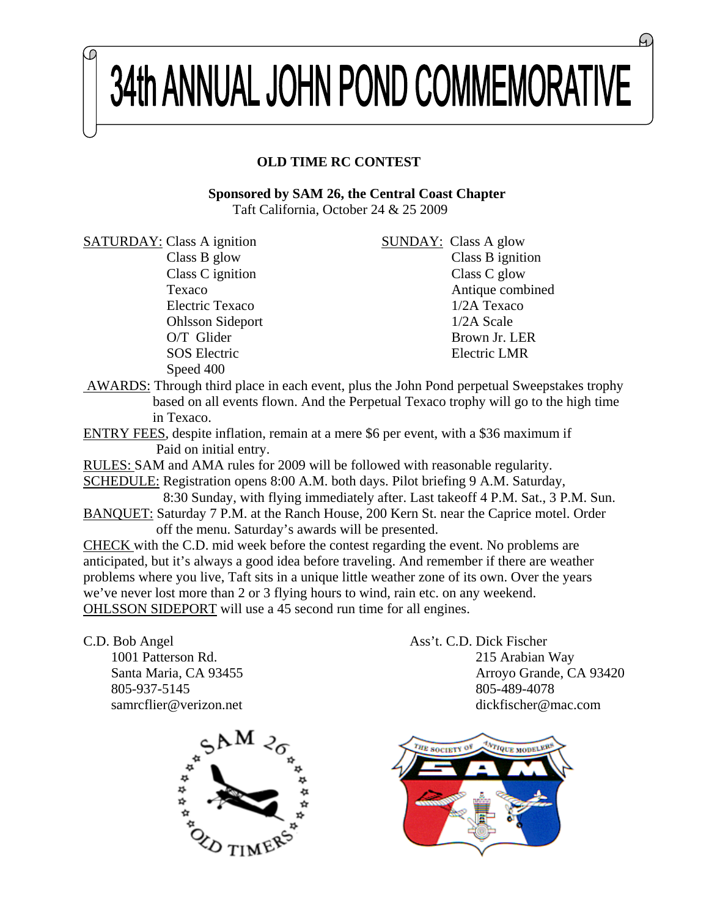# 34th ANNUAL JOHN POND COMMEMORATIVE

**OLD TIME RC CONTEST**

**Sponsored by SAM 26, the Central Coast Chapter**
Taft California, October 24 & 25 2009

SATURDAY:
- Class A ignition
- Class B glow
- Class C ignition
- Texaco
- Electric Texaco
- Ohlsson Sideport
- O/T Glider
- SOS Electric
- Speed 400

SUNDAY:
- Class A glow
- Class B ignition
- Class C glow
- Antique combined
- 1/2A Texaco
- 1/2A Scale
- Brown Jr. LER
- Electric LMR

AWARDS: Through third place in each event, plus the John Pond perpetual Sweepstakes trophy based on all events flown. And the Perpetual Texaco trophy will go to the high time in Texaco.

ENTRY FEES, despite inflation, remain at a mere $6 per event, with a $36 maximum if Paid on initial entry.

RULES: SAM and AMA rules for 2009 will be followed with reasonable regularity.

SCHEDULE: Registration opens 8:00 A.M. both days. Pilot briefing 9 A.M. Saturday, 8:30 Sunday, with flying immediately after. Last takeoff 4 P.M. Sat., 3 P.M. Sun.

BANQUET: Saturday 7 P.M. at the Ranch House, 200 Kern St. near the Caprice motel. Order off the menu. Saturday's awards will be presented.

CHECK with the C.D. mid week before the contest regarding the event. No problems are anticipated, but it's always a good idea before traveling. And remember if there are weather problems where you live, Taft sits in a unique little weather zone of its own. Over the years we've never lost more than 2 or 3 flying hours to wind, rain etc. on any weekend.

OHLSSON SIDEPORT will use a 45 second run time for all engines.

C.D. Bob Angel
1001 Patterson Rd.
Santa Maria, CA 93455
805-937-5145
samrcflier@verizon.net

Ass't. C.D. Dick Fischer
215 Arabian Way
Arroyo Grande, CA 93420
805-489-4078
dickfischer@mac.com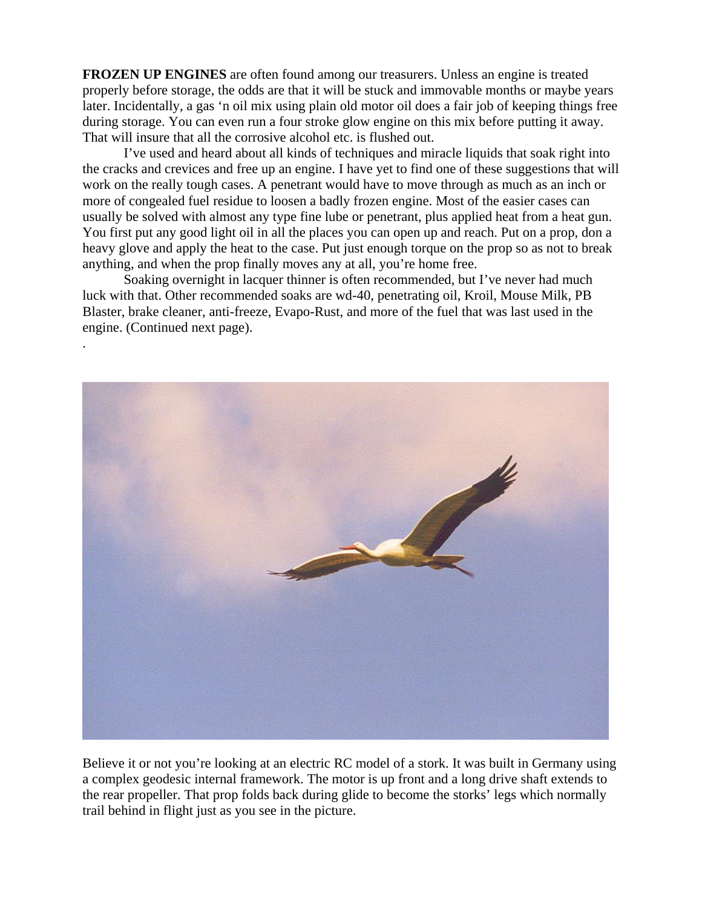**FROZEN UP ENGINES** are often found among our treasurers. Unless an engine is treated properly before storage, the odds are that it will be stuck and immovable months or maybe years later. Incidentally, a gas 'n oil mix using plain old motor oil does a fair job of keeping things free during storage. You can even run a four stroke glow engine on this mix before putting it away. That will insure that all the corrosive alcohol etc. is flushed out.

I've used and heard about all kinds of techniques and miracle liquids that soak right into the cracks and crevices and free up an engine. I have yet to find one of these suggestions that will work on the really tough cases. A penetrant would have to move through as much as an inch or more of congealed fuel residue to loosen a badly frozen engine. Most of the easier cases can usually be solved with almost any type fine lube or penetrant, plus applied heat from a heat gun. You first put any good light oil in all the places you can open up and reach. Put on a prop, don a heavy glove and apply the heat to the case. Put just enough torque on the prop so as not to break anything, and when the prop finally moves any at all, you're home free.

Soaking overnight in lacquer thinner is often recommended, but I've never had much luck with that. Other recommended soaks are wd-40, penetrating oil, Kroil, Mouse Milk, PB Blaster, brake cleaner, anti-freeze, Evapo-Rust, and more of the fuel that was last used in the engine. (Continued next page).

.

Believe it or not you're looking at an electric RC model of a stork. It was built in Germany using a complex geodesic internal framework. The motor is up front and a long drive shaft extends to the rear propeller. That prop folds back during glide to become the storks' legs which normally trail behind in flight just as you see in the picture.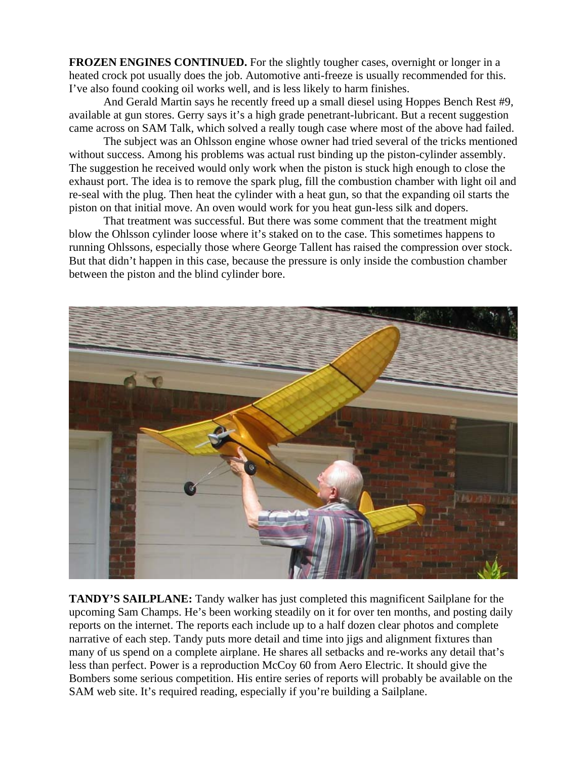**FROZEN ENGINES CONTINUED.** For the slightly tougher cases, overnight or longer in a heated crock pot usually does the job. Automotive anti-freeze is usually recommended for this. I've also found cooking oil works well, and is less likely to harm finishes.

And Gerald Martin says he recently freed up a small diesel using Hoppes Bench Rest #9, available at gun stores. Gerry says it's a high grade penetrant-lubricant. But a recent suggestion came across on SAM Talk, which solved a really tough case where most of the above had failed.

The subject was an Ohlsson engine whose owner had tried several of the tricks mentioned without success. Among his problems was actual rust binding up the piston-cylinder assembly. The suggestion he received would only work when the piston is stuck high enough to close the exhaust port. The idea is to remove the spark plug, fill the combustion chamber with light oil and re-seal with the plug. Then heat the cylinder with a heat gun, so that the expanding oil starts the piston on that initial move. An oven would work for you heat gun-less silk and dopers.

That treatment was successful. But there was some comment that the treatment might blow the Ohlsson cylinder loose where it's staked on to the case. This sometimes happens to running Ohlssons, especially those where George Tallent has raised the compression over stock. But that didn't happen in this case, because the pressure is only inside the combustion chamber between the piston and the blind cylinder bore.

**TANDY'S SAILPLANE:** Tandy walker has just completed this magnificent Sailplane for the upcoming Sam Champs. He's been working steadily on it for over ten months, and posting daily reports on the internet. The reports each include up to a half dozen clear photos and complete narrative of each step. Tandy puts more detail and time into jigs and alignment fixtures than many of us spend on a complete airplane. He shares all setbacks and re-works any detail that's less than perfect. Power is a reproduction McCoy 60 from Aero Electric. It should give the Bombers some serious competition. His entire series of reports will probably be available on the SAM web site. It's required reading, especially if you're building a Sailplane.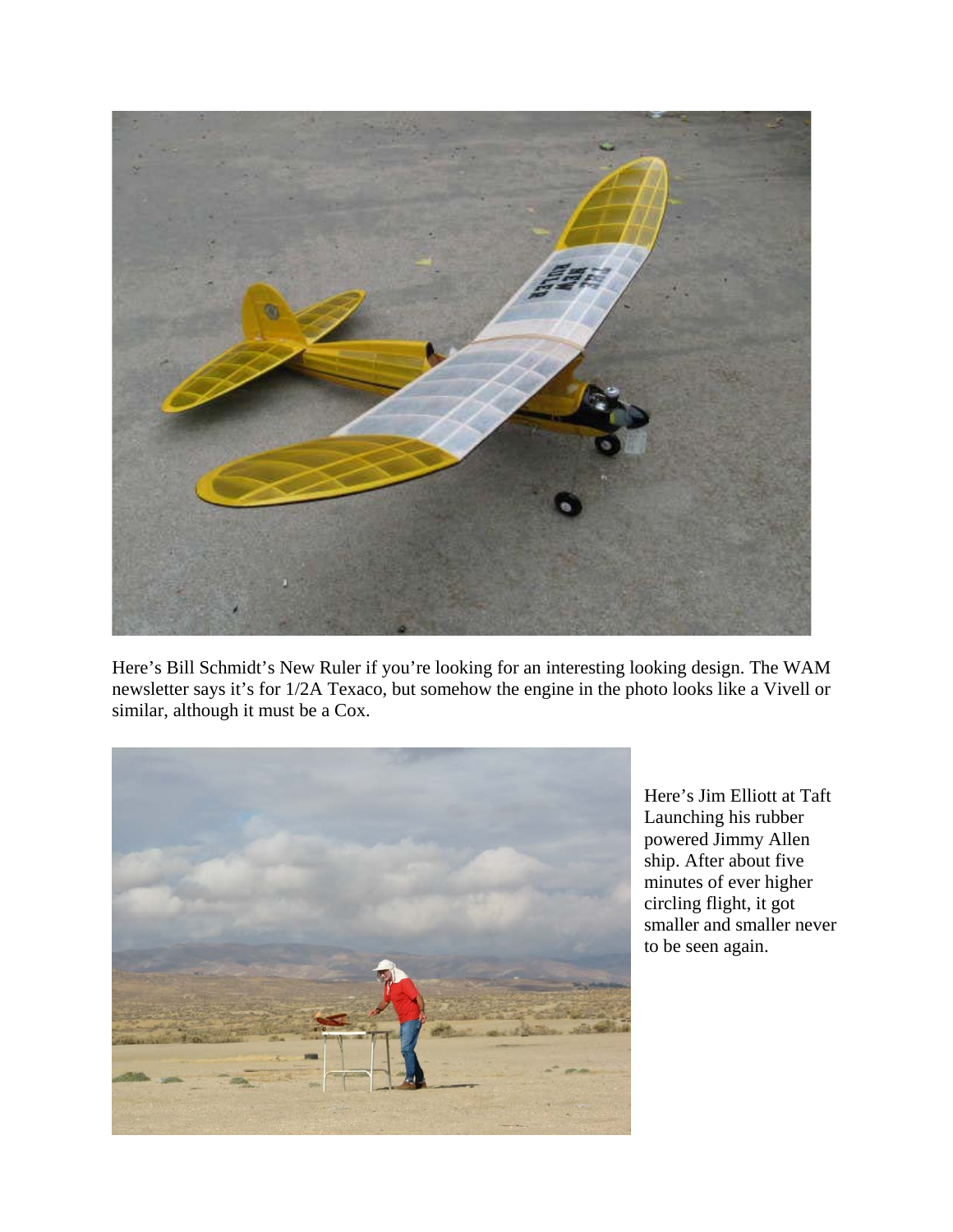Here's Bill Schmidt's New Ruler if you're looking for an interesting looking design. The WAM newsletter says it's for 1/2A Texaco, but somehow the engine in the photo looks like a Vivell or similar, although it must be a Cox.

Here's Jim Elliott at Taft Launching his rubber powered Jimmy Allen ship. After about five minutes of ever higher circling flight, it got smaller and smaller never to be seen again.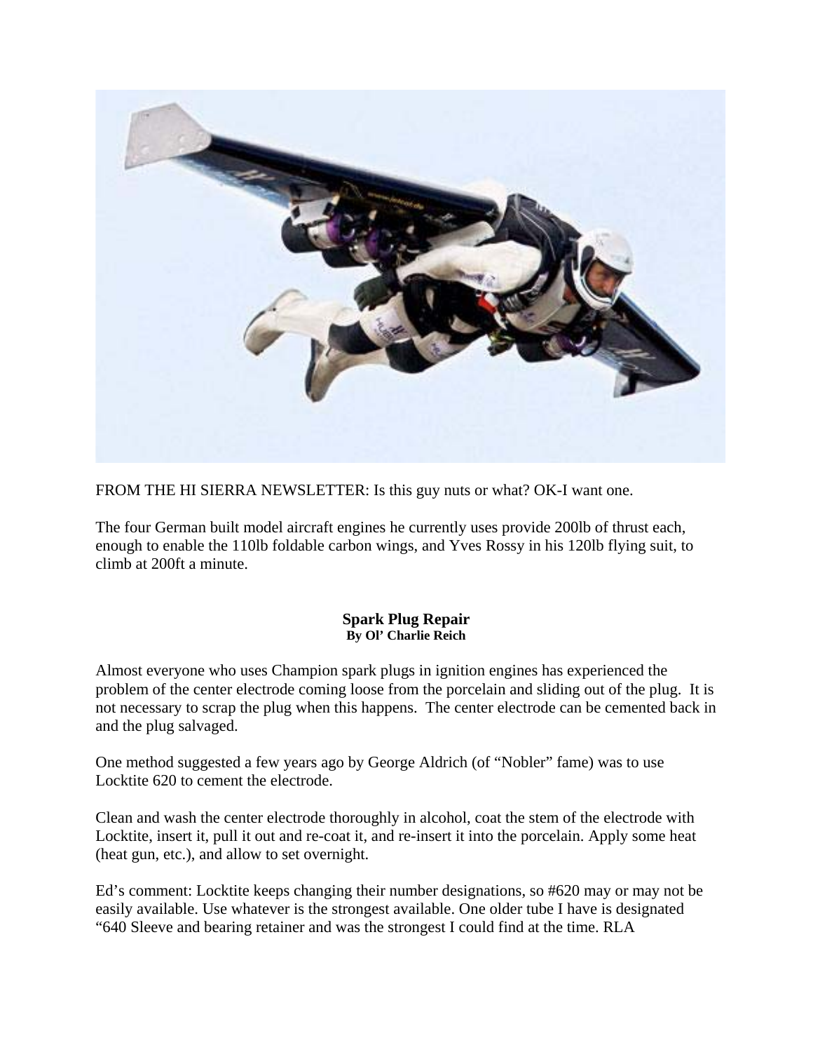FROM THE HI SIERRA NEWSLETTER: Is this guy nuts or what? OK-I want one.

The four German built model aircraft engines he currently uses provide 200lb of thrust each, enough to enable the 110lb foldable carbon wings, and Yves Rossy in his 120lb flying suit, to climb at 200ft a minute.

**Spark Plug Repair**
**By Ol' Charlie Reich**

Almost everyone who uses Champion spark plugs in ignition engines has experienced the problem of the center electrode coming loose from the porcelain and sliding out of the plug. It is not necessary to scrap the plug when this happens. The center electrode can be cemented back in and the plug salvaged.

One method suggested a few years ago by George Aldrich (of "Nobler" fame) was to use Locktite 620 to cement the electrode.

Clean and wash the center electrode thoroughly in alcohol, coat the stem of the electrode with Locktite, insert it, pull it out and re-coat it, and re-insert it into the porcelain. Apply some heat (heat gun, etc.), and allow to set overnight.

Ed's comment: Locktite keeps changing their number designations, so #620 may or may not be easily available. Use whatever is the strongest available. One older tube I have is designated "640 Sleeve and bearing retainer and was the strongest I could find at the time. RLA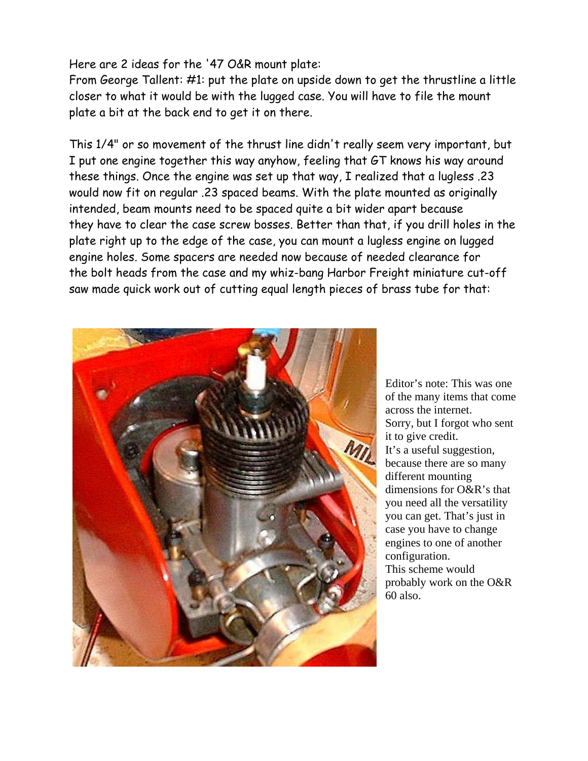Here are 2 ideas for the '47 O&R mount plate:
From George Tallent: #1: put the plate on upside down to get the thrustline a little closer to what it would be with the lugged case. You will have to file the mount plate a bit at the back end to get it on there.

This 1/4" or so movement of the thrust line didn't really seem very important, but I put one engine together this way anyhow, feeling that GT knows his way around these things. Once the engine was set up that way, I realized that a lugless .23 would now fit on regular .23 spaced beams. With the plate mounted as originally intended, beam mounts need to be spaced quite a bit wider apart because they have to clear the case screw bosses. Better than that, if you drill holes in the plate right up to the edge of the case, you can mount a lugless engine on lugged engine holes. Some spacers are needed now because of needed clearance for the bolt heads from the case and my whiz-bang Harbor Freight miniature cut-off saw made quick work out of cutting equal length pieces of brass tube for that:

Editor's note: This was one of the many items that come across the internet. Sorry, but I forgot who sent it to give credit. It's a useful suggestion, because there are so many different mounting dimensions for O&R's that you need all the versatility you can get. That's just in case you have to change engines to one of another configuration. This scheme would probably work on the O&R 60 also.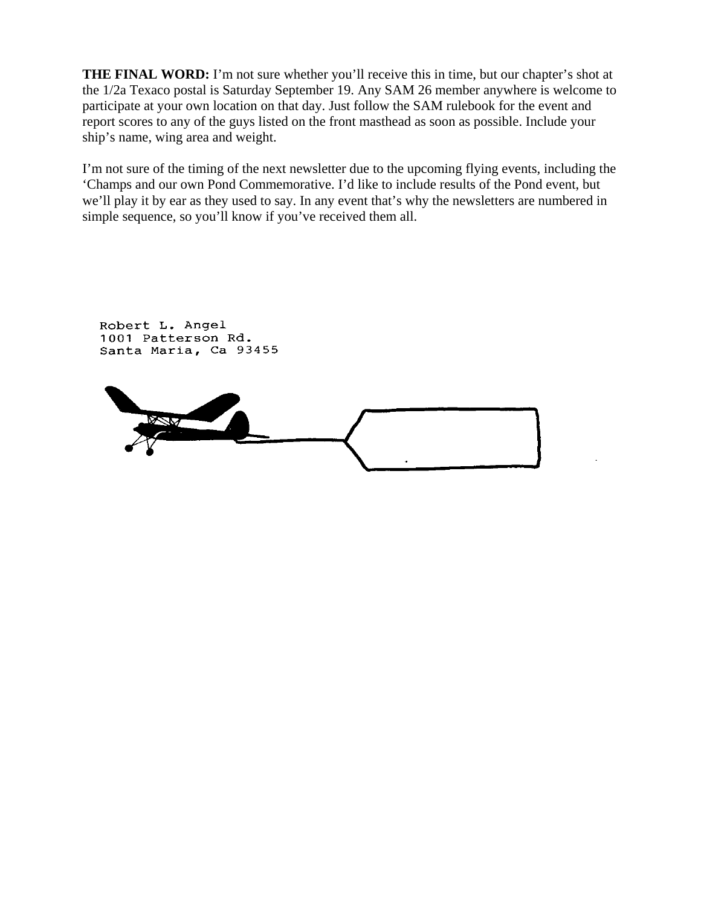**THE FINAL WORD:** I'm not sure whether you'll receive this in time, but our chapter's shot at the 1/2a Texaco postal is Saturday September 19. Any SAM 26 member anywhere is welcome to participate at your own location on that day. Just follow the SAM rulebook for the event and report scores to any of the guys listed on the front masthead as soon as possible. Include your ship's name, wing area and weight.

I'm not sure of the timing of the next newsletter due to the upcoming flying events, including the 'Champs and our own Pond Commemorative. I'd like to include results of the Pond event, but we'll play it by ear as they used to say. In any event that's why the newsletters are numbered in simple sequence, so you'll know if you've received them all.

Robert L. Angel
1001 Patterson Rd.
Santa Maria, Ca 93455